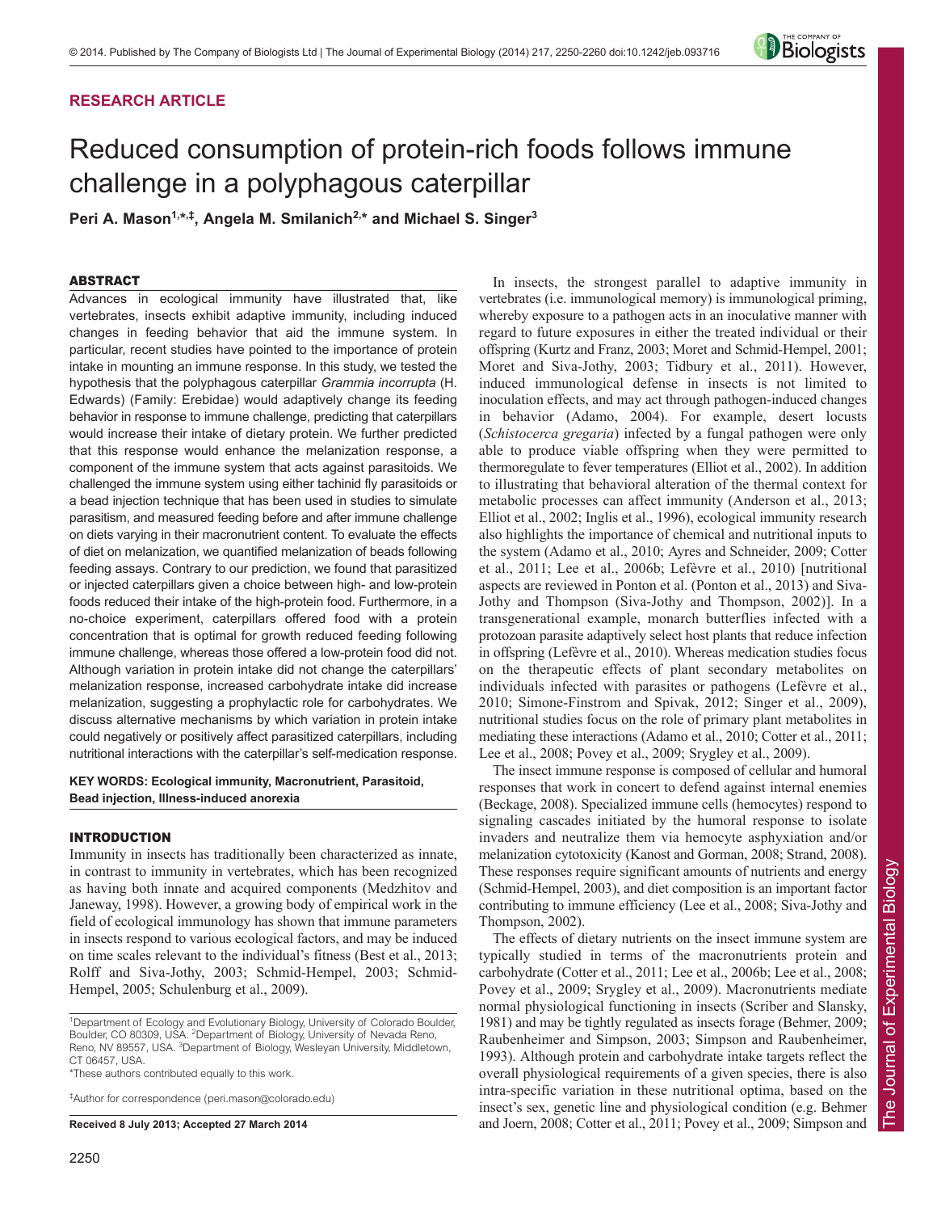RESEARCH ARTICLE

# Reduced consumption of protein-rich foods follows immune challenge in a polyphagous caterpillar

**Peri A. Mason[1,*,‡], Angela M. Smilanich[2,*] and Michael S. Singer[3]**

## ABSTRACT

Advances in ecological immunity have illustrated that, like vertebrates, insects exhibit adaptive immunity, including induced changes in feeding behavior that aid the immune system. In particular, recent studies have pointed to the importance of protein intake in mounting an immune response. In this study, we tested the hypothesis that the polyphagous caterpillar *Grammia incorrupta* (H. Edwards) (Family: Erebidae) would adaptively change its feeding behavior in response to immune challenge, predicting that caterpillars would increase their intake of dietary protein. We further predicted that this response would enhance the melanization response, a component of the immune system that acts against parasitoids. We challenged the immune system using either tachinid fly parasitoids or a bead injection technique that has been used in studies to simulate parasitism, and measured feeding before and after immune challenge on diets varying in their macronutrient content. To evaluate the effects of diet on melanization, we quantified melanization of beads following feeding assays. Contrary to our prediction, we found that parasitized or injected caterpillars given a choice between high- and low-protein foods reduced their intake of the high-protein food. Furthermore, in a no-choice experiment, caterpillars offered food with a protein concentration that is optimal for growth reduced feeding following immune challenge, whereas those offered a low-protein food did not. Although variation in protein intake did not change the caterpillars' melanization response, increased carbohydrate intake did increase melanization, suggesting a prophylactic role for carbohydrates. We discuss alternative mechanisms by which variation in protein intake could negatively or positively affect parasitized caterpillars, including nutritional interactions with the caterpillar's self-medication response.

**KEY WORDS: Ecological immunity, Macronutrient, Parasitoid, Bead injection, Illness-induced anorexia**

## INTRODUCTION

Immunity in insects has traditionally been characterized as innate, in contrast to immunity in vertebrates, which has been recognized as having both innate and acquired components (Medzhitov and Janeway, 1998). However, a growing body of empirical work in the field of ecological immunology has shown that immune parameters in insects respond to various ecological factors, and may be induced on time scales relevant to the individual's fitness (Best et al., 2013; Rolff and Siva-Jothy, 2003; Schmid-Hempel, 2003; Schmid-Hempel, 2005; Schulenburg et al., 2009).

In insects, the strongest parallel to adaptive immunity in vertebrates (i.e. immunological memory) is immunological priming, whereby exposure to a pathogen acts in an inoculative manner with regard to future exposures in either the treated individual or their offspring (Kurtz and Franz, 2003; Moret and Schmid-Hempel, 2001; Moret and Siva-Jothy, 2003; Tidbury et al., 2011). However, induced immunological defense in insects is not limited to inoculation effects, and may act through pathogen-induced changes in behavior (Adamo, 2004). For example, desert locusts (*Schistocerca gregaria*) infected by a fungal pathogen were only able to produce viable offspring when they were permitted to thermoregulate to fever temperatures (Elliot et al., 2002). In addition to illustrating that behavioral alteration of the thermal context for metabolic processes can affect immunity (Anderson et al., 2013; Elliot et al., 2002; Inglis et al., 1996), ecological immunity research also highlights the importance of chemical and nutritional inputs to the system (Adamo et al., 2010; Ayres and Schneider, 2009; Cotter et al., 2011; Lee et al., 2006b; Lefèvre et al., 2010) [nutritional aspects are reviewed in Ponton et al. (Ponton et al., 2013) and Siva-Jothy and Thompson (Siva-Jothy and Thompson, 2002)]. In a transgenerational example, monarch butterflies infected with a protozoan parasite adaptively select host plants that reduce infection in offspring (Lefèvre et al., 2010). Whereas medication studies focus on the therapeutic effects of plant secondary metabolites on individuals infected with parasites or pathogens (Lefèvre et al., 2010; Simone-Finstrom and Spivak, 2012; Singer et al., 2009), nutritional studies focus on the role of primary plant metabolites in mediating these interactions (Adamo et al., 2010; Cotter et al., 2011; Lee et al., 2008; Povey et al., 2009; Srygley et al., 2009).

The insect immune response is composed of cellular and humoral responses that work in concert to defend against internal enemies (Beckage, 2008). Specialized immune cells (hemocytes) respond to signaling cascades initiated by the humoral response to isolate invaders and neutralize them via hemocyte asphyxiation and/or melanization cytotoxicity (Kanost and Gorman, 2008; Strand, 2008). These responses require significant amounts of nutrients and energy (Schmid-Hempel, 2003), and diet composition is an important factor contributing to immune efficiency (Lee et al., 2008; Siva-Jothy and Thompson, 2002).

The effects of dietary nutrients on the insect immune system are typically studied in terms of the macronutrients protein and carbohydrate (Cotter et al., 2011; Lee et al., 2006b; Lee et al., 2008; Povey et al., 2009; Srygley et al., 2009). Macronutrients mediate normal physiological functioning in insects (Scriber and Slansky, 1981) and may be tightly regulated as insects forage (Behmer, 2009; Raubenheimer and Simpson, 2003; Simpson and Raubenheimer, 1993). Although protein and carbohydrate intake targets reflect the overall physiological requirements of a given species, there is also intra-specific variation in these nutritional optima, based on the insect's sex, genetic line and physiological condition (e.g. Behmer and Joern, 2008; Cotter et al., 2011; Povey et al., 2009; Simpson and

[1]Department of Ecology and Evolutionary Biology, University of Colorado Boulder, Boulder, CO 80309, USA. [2]Department of Biology, University of Nevada Reno, Reno, NV 89557, USA. [3]Department of Biology, Wesleyan University, Middletown, CT 06457, USA.
*These authors contributed equally to this work.

‡Author for correspondence (peri.mason@colorado.edu)

**Received 8 July 2013; Accepted 27 March 2014**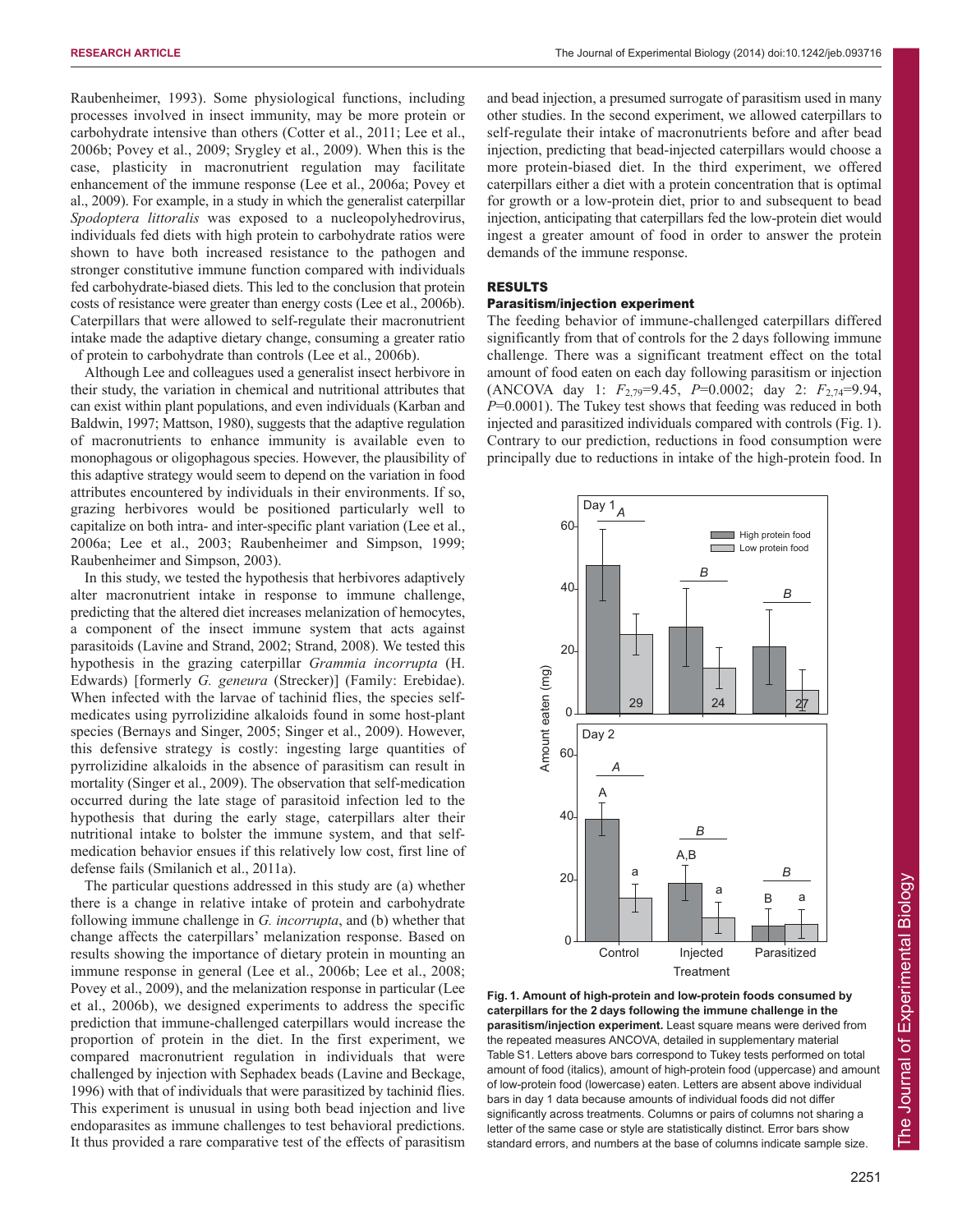Raubenheimer, 1993). Some physiological functions, including processes involved in insect immunity, may be more protein or carbohydrate intensive than others (Cotter et al., 2011; Lee et al., 2006b; Povey et al., 2009; Srygley et al., 2009). When this is the case, plasticity in macronutrient regulation may facilitate enhancement of the immune response (Lee et al., 2006a; Povey et al., 2009). For example, in a study in which the generalist caterpillar *Spodoptera littoralis* was exposed to a nucleopolyhedrovirus, individuals fed diets with high protein to carbohydrate ratios were shown to have both increased resistance to the pathogen and stronger constitutive immune function compared with individuals fed carbohydrate-biased diets. This led to the conclusion that protein costs of resistance were greater than energy costs (Lee et al., 2006b). Caterpillars that were allowed to self-regulate their macronutrient intake made the adaptive dietary change, consuming a greater ratio of protein to carbohydrate than controls (Lee et al., 2006b).

Although Lee and colleagues used a generalist insect herbivore in their study, the variation in chemical and nutritional attributes that can exist within plant populations, and even individuals (Karban and Baldwin, 1997; Mattson, 1980), suggests that the adaptive regulation of macronutrients to enhance immunity is available even to monophagous or oligophagous species. However, the plausibility of this adaptive strategy would seem to depend on the variation in food attributes encountered by individuals in their environments. If so, grazing herbivores would be positioned particularly well to capitalize on both intra- and inter-specific plant variation (Lee et al., 2006a; Lee et al., 2003; Raubenheimer and Simpson, 1999; Raubenheimer and Simpson, 2003).

In this study, we tested the hypothesis that herbivores adaptively alter macronutrient intake in response to immune challenge, predicting that the altered diet increases melanization of hemocytes, a component of the insect immune system that acts against parasitoids (Lavine and Strand, 2002; Strand, 2008). We tested this hypothesis in the grazing caterpillar *Grammia incorrupta* (H. Edwards) [formerly *G. geneura* (Strecker)] (Family: Erebidae). When infected with the larvae of tachinid flies, the species self-medicates using pyrrolizidine alkaloids found in some host-plant species (Bernays and Singer, 2005; Singer et al., 2009). However, this defensive strategy is costly: ingesting large quantities of pyrrolizidine alkaloids in the absence of parasitism can result in mortality (Singer et al., 2009). The observation that self-medication occurred during the late stage of parasitoid infection led to the hypothesis that during the early stage, caterpillars alter their nutritional intake to bolster the immune system, and that self-medication behavior ensues if this relatively low cost, first line of defense fails (Smilanich et al., 2011a).

The particular questions addressed in this study are (a) whether there is a change in relative intake of protein and carbohydrate following immune challenge in *G. incorrupta*, and (b) whether that change affects the caterpillars' melanization response. Based on results showing the importance of dietary protein in mounting an immune response in general (Lee et al., 2006b; Lee et al., 2008; Povey et al., 2009), and the melanization response in particular (Lee et al., 2006b), we designed experiments to address the specific prediction that immune-challenged caterpillars would increase the proportion of protein in the diet. In the first experiment, we compared macronutrient regulation in individuals that were challenged by injection with Sephadex beads (Lavine and Beckage, 1996) with that of individuals that were parasitized by tachinid flies. This experiment is unusual in using both bead injection and live endoparasites as immune challenges to test behavioral predictions. It thus provided a rare comparative test of the effects of parasitism and bead injection, a presumed surrogate of parasitism used in many other studies. In the second experiment, we allowed caterpillars to self-regulate their intake of macronutrients before and after bead injection, predicting that bead-injected caterpillars would choose a more protein-biased diet. In the third experiment, we offered caterpillars either a diet with a protein concentration that is optimal for growth or a low-protein diet, prior to and subsequent to bead injection, anticipating that caterpillars fed the low-protein diet would ingest a greater amount of food in order to answer the protein demands of the immune response.

## RESULTS

### Parasitism/injection experiment

The feeding behavior of immune-challenged caterpillars differed significantly from that of controls for the 2 days following immune challenge. There was a significant treatment effect on the total amount of food eaten on each day following parasitism or injection (ANCOVA day 1: $F_{2,79}$=9.45, $P$=0.0002; day 2: $F_{2,74}$=9.94, $P$=0.0001). The Tukey test shows that feeding was reduced in both injected and parasitized individuals compared with controls (Fig. 1). Contrary to our prediction, reductions in food consumption were principally due to reductions in intake of the high-protein food. In

**Fig. 1. Amount of high-protein and low-protein foods consumed by caterpillars for the 2 days following the immune challenge in the parasitism/injection experiment.** Least square means were derived from the repeated measures ANCOVA, detailed in supplementary material Table S1. Letters above bars correspond to Tukey tests performed on total amount of food (italics), amount of high-protein food (uppercase) and amount of low-protein food (lowercase) eaten. Letters are absent above individual bars in day 1 data because amounts of individual foods did not differ significantly across treatments. Columns or pairs of columns not sharing a letter of the same case or style are statistically distinct. Error bars show standard errors, and numbers at the base of columns indicate sample size.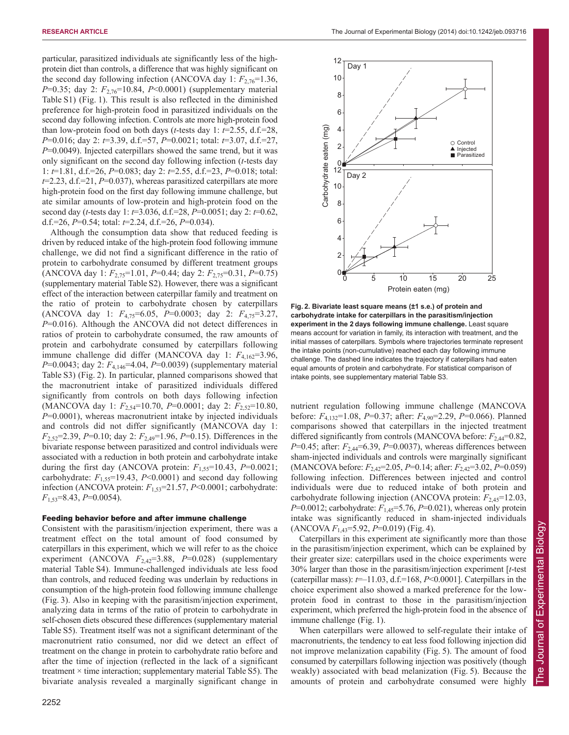particular, parasitized individuals ate significantly less of the high-protein diet than controls, a difference that was highly significant on the second day following infection (ANCOVA day 1: $F_{2,76}$=1.36, $P$=0.35; day 2: $F_{2,76}$=10.84, $P$<0.0001) (supplementary material Table S1) (Fig. 1). This result is also reflected in the diminished preference for high-protein food in parasitized individuals on the second day following infection. Controls ate more high-protein food than low-protein food on both days ($t$-tests day 1: $t$=2.55, d.f.=28, $P$=0.016; day 2: $t$=3.39, d.f.=57, $P$=0.0021; total: $t$=3.07, d.f.=27, $P$=0.0049). Injected caterpillars showed the same trend, but it was only significant on the second day following infection ($t$-tests day 1: $t$=1.81, d.f.=26, $P$=0.083; day 2: $t$=2.55, d.f.=23, $P$=0.018; total: $t$=2.23, d.f.=21, $P$=0.037), whereas parasitized caterpillars ate more high-protein food on the first day following immune challenge, but ate similar amounts of low-protein and high-protein food on the second day ($t$-tests day 1: $t$=3.036, d.f.=28, $P$=0.0051; day 2: $t$=0.62, d.f.=26, $P$=0.54; total: $t$=2.24, d.f.=26, $P$=0.034).

Although the consumption data show that reduced feeding is driven by reduced intake of the high-protein food following immune challenge, we did not find a significant difference in the ratio of protein to carbohydrate consumed by different treatment groups (ANCOVA day 1: $F_{2,75}$=1.01, $P$=0.44; day 2: $F_{2,75}$=0.31, $P$=0.75) (supplementary material Table S2). However, there was a significant effect of the interaction between caterpillar family and treatment on the ratio of protein to carbohydrate chosen by caterpillars (ANCOVA day 1: $F_{4,75}$=6.05, $P$=0.0003; day 2: $F_{4,75}$=3.27, $P$=0.016). Although the ANCOVA did not detect differences in ratios of protein to carbohydrate consumed, the raw amounts of protein and carbohydrate consumed by caterpillars following immune challenge did differ (MANCOVA day 1: $F_{4,162}$=3.96, $P$=0.0043; day 2: $F_{4,146}$=4.04, $P$=0.0039) (supplementary material Table S3) (Fig. 2). In particular, planned comparisons showed that the macronutrient intake of parasitized individuals differed significantly from controls on both days following infection (MANCOVA day 1: $F_{2,54}$=10.70, $P$=0.0001; day 2: $F_{2,52}$=10.80, $P$=0.0001), whereas macronutrient intake by injected individuals and controls did not differ significantly (MANCOVA day 1: $F_{2,52}$=2.39, $P$=0.10; day 2: $F_{2,49}$=1.96, $P$=0.15). Differences in the bivariate response between parasitized and control individuals were associated with a reduction in both protein and carbohydrate intake during the first day (ANCOVA protein: $F_{1,55}$=10.43, $P$=0.0021; carbohydrate: $F_{1,55}$=19.43, $P$<0.0001) and second day following infection (ANCOVA protein: $F_{1,53}$=21.57, $P$<0.0001; carbohydrate: $F_{1,53}$=8.43, $P$=0.0054).

### Feeding behavior before and after immune challenge

Consistent with the parasitism/injection experiment, there was a treatment effect on the total amount of food consumed by caterpillars in this experiment, which we will refer to as the choice experiment (ANCOVA $F_{2,42}$=3.88, $P$=0.028) (supplementary material Table S4). Immune-challenged individuals ate less food than controls, and reduced feeding was underlain by reductions in consumption of the high-protein food following immune challenge (Fig. 3). Also in keeping with the parasitism/injection experiment, analyzing data in terms of the ratio of protein to carbohydrate in self-chosen diets obscured these differences (supplementary material Table S5). Treatment itself was not a significant determinant of the macronutrient ratio consumed, nor did we detect an effect of treatment on the change in protein to carbohydrate ratio before and after the time of injection (reflected in the lack of a significant treatment × time interaction; supplementary material Table S5). The bivariate analysis revealed a marginally significant change in nutrient regulation following immune challenge (MANCOVA before: $F_{4,132}$=1.08, $P$=0.37; after: $F_{4,90}$=2.29, $P$=0.066). Planned comparisons showed that caterpillars in the injected treatment differed significantly from controls (MANCOVA before: $F_{2,44}$=0.82, $P$=0.45; after: $F_{2,44}$=6.39, $P$=0.0037), whereas differences between sham-injected individuals and controls were marginally significant (MANCOVA before: $F_{2,42}$=2.05, $P$=0.14; after: $F_{2,42}$=3.02, $P$=0.059) following infection. Differences between injected and control individuals were due to reduced intake of both protein and carbohydrate following injection (ANCOVA protein: $F_{2,45}$=12.03, $P$=0.0012; carbohydrate: $F_{1,45}$=5.76, $P$=0.021), whereas only protein intake was significantly reduced in sham-injected individuals (ANCOVA $F_{1,43}$=5.92, $P$=0.019) (Fig. 4).

Caterpillars in this experiment ate significantly more than those in the parasitism/injection experiment, which can be explained by their greater size: caterpillars used in the choice experiments were 30% larger than those in the parasitism/injection experiment [$t$-test (caterpillar mass): $t$=–11.03, d.f.=168, $P$<0.0001]. Caterpillars in the choice experiment also showed a marked preference for the low-protein food in contrast to those in the parasitism/injection experiment, which preferred the high-protein food in the absence of immune challenge (Fig. 1).

When caterpillars were allowed to self-regulate their intake of macronutrients, the tendency to eat less food following injection did not improve melanization capability (Fig. 5). The amount of food consumed by caterpillars following injection was positively (though weakly) associated with bead melanization (Fig. 5). Because the amounts of protein and carbohydrate consumed were highly

**Fig. 2. Bivariate least square means (±1 s.e.) of protein and carbohydrate intake for caterpillars in the parasitism/injection experiment in the 2 days following immune challenge.** Least square means account for variation in family, its interaction with treatment, and the initial masses of caterpillars. Symbols where trajectories terminate represent the intake points (non-cumulative) reached each day following immune challenge. The dashed line indicates the trajectory if caterpillars had eaten equal amounts of protein and carbohydrate. For statistical comparison of intake points, see supplementary material Table S3.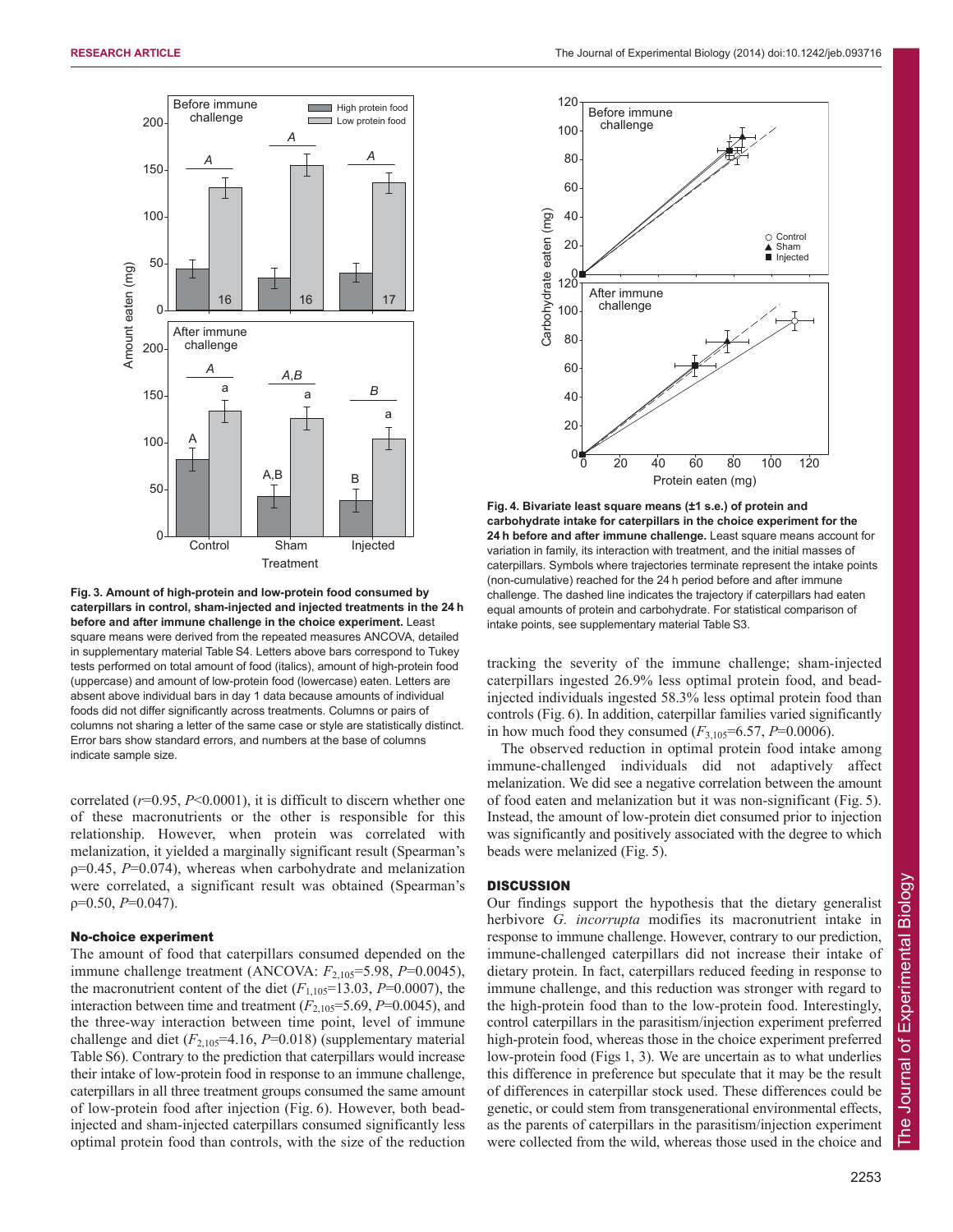Fig. 3. Amount of high-protein and low-protein food consumed by caterpillars in control, sham-injected and injected treatments in the 24 h before and after immune challenge in the choice experiment. Least square means were derived from the repeated measures ANCOVA, detailed in supplementary material Table S4. Letters above bars correspond to Tukey tests performed on total amount of food (italics), amount of high-protein food (uppercase) and amount of low-protein food (lowercase) eaten. Letters are absent above individual bars in day 1 data because amounts of individual foods did not differ significantly across treatments. Columns or pairs of columns not sharing a letter of the same case or style are statistically distinct. Error bars show standard errors, and numbers at the base of columns indicate sample size.

**Fig. 4. Bivariate least square means (±1 s.e.) of protein and carbohydrate intake for caterpillars in the choice experiment for the 24 h before and after immune challenge.** Least square means account for variation in family, its interaction with treatment, and the initial masses of caterpillars. Symbols where trajectories terminate represent the intake points (non-cumulative) reached for the 24 h period before and after immune challenge. The dashed line indicates the trajectory if caterpillars had eaten equal amounts of protein and carbohydrate. For statistical comparison of intake points, see supplementary material Table S3.

correlated ($r$=0.95, $P$<0.0001), it is difficult to discern whether one of these macronutrients or the other is responsible for this relationship. However, when protein was correlated with melanization, it yielded a marginally significant result (Spearman's $\rho$=0.45, $P$=0.074), whereas when carbohydrate and melanization were correlated, a significant result was obtained (Spearman's $\rho$=0.50, $P$=0.047).

### No-choice experiment

The amount of food that caterpillars consumed depended on the immune challenge treatment (ANCOVA: $F_{2,105}$=5.98, $P$=0.0045), the macronutrient content of the diet ($F_{1,105}$=13.03, $P$=0.0007), the interaction between time and treatment ($F_{2,105}$=5.69, $P$=0.0045), and the three-way interaction between time point, level of immune challenge and diet ($F_{2,105}$=4.16, $P$=0.018) (supplementary material Table S6). Contrary to the prediction that caterpillars would increase their intake of low-protein food in response to an immune challenge, caterpillars in all three treatment groups consumed the same amount of low-protein food after injection (Fig. 6). However, both bead-injected and sham-injected caterpillars consumed significantly less optimal protein food than controls, with the size of the reduction tracking the severity of the immune challenge; sham-injected caterpillars ingested 26.9% less optimal protein food, and bead-injected individuals ingested 58.3% less optimal protein food than controls (Fig. 6). In addition, caterpillar families varied significantly in how much food they consumed ($F_{3,105}$=6.57, $P$=0.0006).

The observed reduction in optimal protein food intake among immune-challenged individuals did not adaptively affect melanization. We did see a negative correlation between the amount of food eaten and melanization but it was non-significant (Fig. 5). Instead, the amount of low-protein diet consumed prior to injection was significantly and positively associated with the degree to which beads were melanized (Fig. 5).

## DISCUSSION

Our findings support the hypothesis that the dietary generalist herbivore *G. incorrupta* modifies its macronutrient intake in response to immune challenge. However, contrary to our prediction, immune-challenged caterpillars did not increase their intake of dietary protein. In fact, caterpillars reduced feeding in response to immune challenge, and this reduction was stronger with regard to the high-protein food than to the low-protein food. Interestingly, control caterpillars in the parasitism/injection experiment preferred high-protein food, whereas those in the choice experiment preferred low-protein food (Figs 1, 3). We are uncertain as to what underlies this difference in preference but speculate that it may be the result of differences in caterpillar stock used. These differences could be genetic, or could stem from transgenerational environmental effects, as the parents of caterpillars in the parasitism/injection experiment were collected from the wild, whereas those used in the choice and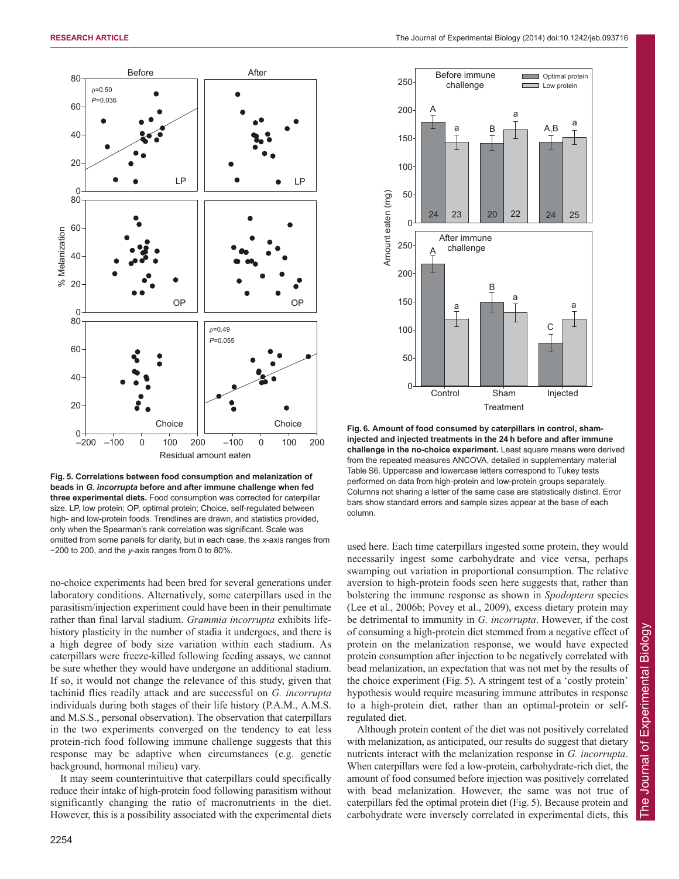Fig. 5. Correlations between food consumption and melanization of beads in *G. incorrupta* before and after immune challenge when fed three experimental diets. Food consumption was corrected for caterpillar size. LP, low protein; OP, optimal protein; Choice, self-regulated between high- and low-protein foods. Trendlines are drawn, and statistics provided, only when the Spearman's rank correlation was significant. Scale was omitted from some panels for clarity, but in each case, the *x*-axis ranges from −200 to 200, and the *y*-axis ranges from 0 to 80%.

Fig. 6. Amount of food consumed by caterpillars in control, sham-injected and injected treatments in the 24 h before and after immune challenge in the no-choice experiment. Least square means were derived from the repeated measures ANCOVA, detailed in supplementary material Table S6. Uppercase and lowercase letters correspond to Tukey tests performed on data from high-protein and low-protein groups separately. Columns not sharing a letter of the same case are statistically distinct. Error bars show standard errors and sample sizes appear at the base of each column.

no-choice experiments had been bred for several generations under laboratory conditions. Alternatively, some caterpillars used in the parasitism/injection experiment could have been in their penultimate rather than final larval stadium. *Grammia incorrupta* exhibits life-history plasticity in the number of stadia it undergoes, and there is a high degree of body size variation within each stadium. As caterpillars were freeze-killed following feeding assays, we cannot be sure whether they would have undergone an additional stadium. If so, it would not change the relevance of this study, given that tachinid flies readily attack and are successful on *G. incorrupta* individuals during both stages of their life history (P.A.M., A.M.S. and M.S.S., personal observation). The observation that caterpillars in the two experiments converged on the tendency to eat less protein-rich food following immune challenge suggests that this response may be adaptive when circumstances (e.g. genetic background, hormonal milieu) vary.

It may seem counterintuitive that caterpillars could specifically reduce their intake of high-protein food following parasitism without significantly changing the ratio of macronutrients in the diet. However, this is a possibility associated with the experimental diets used here. Each time caterpillars ingested some protein, they would necessarily ingest some carbohydrate and vice versa, perhaps swamping out variation in proportional consumption. The relative aversion to high-protein foods seen here suggests that, rather than bolstering the immune response as shown in *Spodoptera* species (Lee et al., 2006b; Povey et al., 2009), excess dietary protein may be detrimental to immunity in *G. incorrupta*. However, if the cost of consuming a high-protein diet stemmed from a negative effect of protein on the melanization response, we would have expected protein consumption after injection to be negatively correlated with bead melanization, an expectation that was not met by the results of the choice experiment (Fig. 5). A stringent test of a 'costly protein' hypothesis would require measuring immune attributes in response to a high-protein diet, rather than an optimal-protein or self-regulated diet.

Although protein content of the diet was not positively correlated with melanization, as anticipated, our results do suggest that dietary nutrients interact with the melanization response in *G. incorrupta*. When caterpillars were fed a low-protein, carbohydrate-rich diet, the amount of food consumed before injection was positively correlated with bead melanization. However, the same was not true of caterpillars fed the optimal protein diet (Fig. 5). Because protein and carbohydrate were inversely correlated in experimental diets, this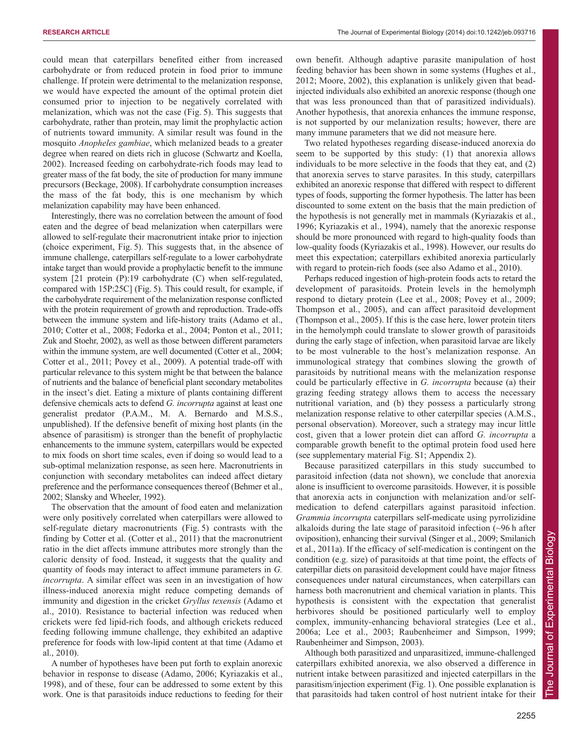could mean that caterpillars benefited either from increased carbohydrate or from reduced protein in food prior to immune challenge. If protein were detrimental to the melanization response, we would have expected the amount of the optimal protein diet consumed prior to injection to be negatively correlated with melanization, which was not the case (Fig. 5). This suggests that carbohydrate, rather than protein, may limit the prophylactic action of nutrients toward immunity. A similar result was found in the mosquito *Anopheles gambiae*, which melanized beads to a greater degree when reared on diets rich in glucose (Schwartz and Koella, 2002). Increased feeding on carbohydrate-rich foods may lead to greater mass of the fat body, the site of production for many immune precursors (Beckage, 2008). If carbohydrate consumption increases the mass of the fat body, this is one mechanism by which melanization capability may have been enhanced.

Interestingly, there was no correlation between the amount of food eaten and the degree of bead melanization when caterpillars were allowed to self-regulate their macronutrient intake prior to injection (choice experiment, Fig. 5). This suggests that, in the absence of immune challenge, caterpillars self-regulate to a lower carbohydrate intake target than would provide a prophylactic benefit to the immune system [21 protein (P):19 carbohydrate (C) when self-regulated, compared with 15P:25C] (Fig. 5). This could result, for example, if the carbohydrate requirement of the melanization response conflicted with the protein requirement of growth and reproduction. Trade-offs between the immune system and life-history traits (Adamo et al., 2010; Cotter et al., 2008; Fedorka et al., 2004; Ponton et al., 2011; Zuk and Stoehr, 2002), as well as those between different parameters within the immune system, are well documented (Cotter et al., 2004; Cotter et al., 2011; Povey et al., 2009). A potential trade-off with particular relevance to this system might be that between the balance of nutrients and the balance of beneficial plant secondary metabolites in the insect's diet. Eating a mixture of plants containing different defensive chemicals acts to defend *G. incorrupta* against at least one generalist predator (P.A.M., M. A. Bernardo and M.S.S., unpublished). If the defensive benefit of mixing host plants (in the absence of parasitism) is stronger than the benefit of prophylactic enhancements to the immune system, caterpillars would be expected to mix foods on short time scales, even if doing so would lead to a sub-optimal melanization response, as seen here. Macronutrients in conjunction with secondary metabolites can indeed affect dietary preference and the performance consequences thereof (Behmer et al., 2002; Slansky and Wheeler, 1992).

The observation that the amount of food eaten and melanization were only positively correlated when caterpillars were allowed to self-regulate dietary macronutrients (Fig. 5) contrasts with the finding by Cotter et al. (Cotter et al., 2011) that the macronutrient ratio in the diet affects immune attributes more strongly than the caloric density of food. Instead, it suggests that the quality and quantity of foods may interact to affect immune parameters in *G. incorrupta*. A similar effect was seen in an investigation of how illness-induced anorexia might reduce competing demands of immunity and digestion in the cricket *Gryllus texensis* (Adamo et al., 2010). Resistance to bacterial infection was reduced when crickets were fed lipid-rich foods, and although crickets reduced feeding following immune challenge, they exhibited an adaptive preference for foods with low-lipid content at that time (Adamo et al., 2010).

A number of hypotheses have been put forth to explain anorexic behavior in response to disease (Adamo, 2006; Kyriazakis et al., 1998), and of these, four can be addressed to some extent by this work. One is that parasitoids induce reductions to feeding for their own benefit. Although adaptive parasite manipulation of host feeding behavior has been shown in some systems (Hughes et al., 2012; Moore, 2002), this explanation is unlikely given that bead-injected individuals also exhibited an anorexic response (though one that was less pronounced than that of parasitized individuals). Another hypothesis, that anorexia enhances the immune response, is not supported by our melanization results; however, there are many immune parameters that we did not measure here.

Two related hypotheses regarding disease-induced anorexia do seem to be supported by this study: (1) that anorexia allows individuals to be more selective in the foods that they eat, and (2) that anorexia serves to starve parasites. In this study, caterpillars exhibited an anorexic response that differed with respect to different types of foods, supporting the former hypothesis. The latter has been discounted to some extent on the basis that the main prediction of the hypothesis is not generally met in mammals (Kyriazakis et al., 1996; Kyriazakis et al., 1994), namely that the anorexic response should be more pronounced with regard to high-quality foods than low-quality foods (Kyriazakis et al., 1998). However, our results do meet this expectation; caterpillars exhibited anorexia particularly with regard to protein-rich foods (see also Adamo et al., 2010).

Perhaps reduced ingestion of high-protein foods acts to retard the development of parasitoids. Protein levels in the hemolymph respond to dietary protein (Lee et al., 2008; Povey et al., 2009; Thompson et al., 2005), and can affect parasitoid development (Thompson et al., 2005). If this is the case here, lower protein titers in the hemolymph could translate to slower growth of parasitoids during the early stage of infection, when parasitoid larvae are likely to be most vulnerable to the host's melanization response. An immunological strategy that combines slowing the growth of parasitoids by nutritional means with the melanization response could be particularly effective in *G. incorrupta* because (a) their grazing feeding strategy allows them to access the necessary nutritional variation, and (b) they possess a particularly strong melanization response relative to other caterpillar species (A.M.S., personal observation). Moreover, such a strategy may incur little cost, given that a lower protein diet can afford *G. incorrupta* a comparable growth benefit to the optimal protein food used here (see supplementary material Fig. S1; Appendix 2).

Because parasitized caterpillars in this study succumbed to parasitoid infection (data not shown), we conclude that anorexia alone is insufficient to overcome parasitoids. However, it is possible that anorexia acts in conjunction with melanization and/or self-medication to defend caterpillars against parasitoid infection. *Grammia incorrupta* caterpillars self-medicate using pyrrolizidine alkaloids during the late stage of parasitoid infection (~96 h after oviposition), enhancing their survival (Singer et al., 2009; Smilanich et al., 2011a). If the efficacy of self-medication is contingent on the condition (e.g. size) of parasitoids at that time point, the effects of caterpillar diets on parasitoid development could have major fitness consequences under natural circumstances, when caterpillars can harness both macronutrient and chemical variation in plants. This hypothesis is consistent with the expectation that generalist herbivores should be positioned particularly well to employ complex, immunity-enhancing behavioral strategies (Lee et al., 2006a; Lee et al., 2003; Raubenheimer and Simpson, 1999; Raubenheimer and Simpson, 2003).

Although both parasitized and unparasitized, immune-challenged caterpillars exhibited anorexia, we also observed a difference in nutrient intake between parasitized and injected caterpillars in the parasitism/injection experiment (Fig. 1). One possible explanation is that parasitoids had taken control of host nutrient intake for their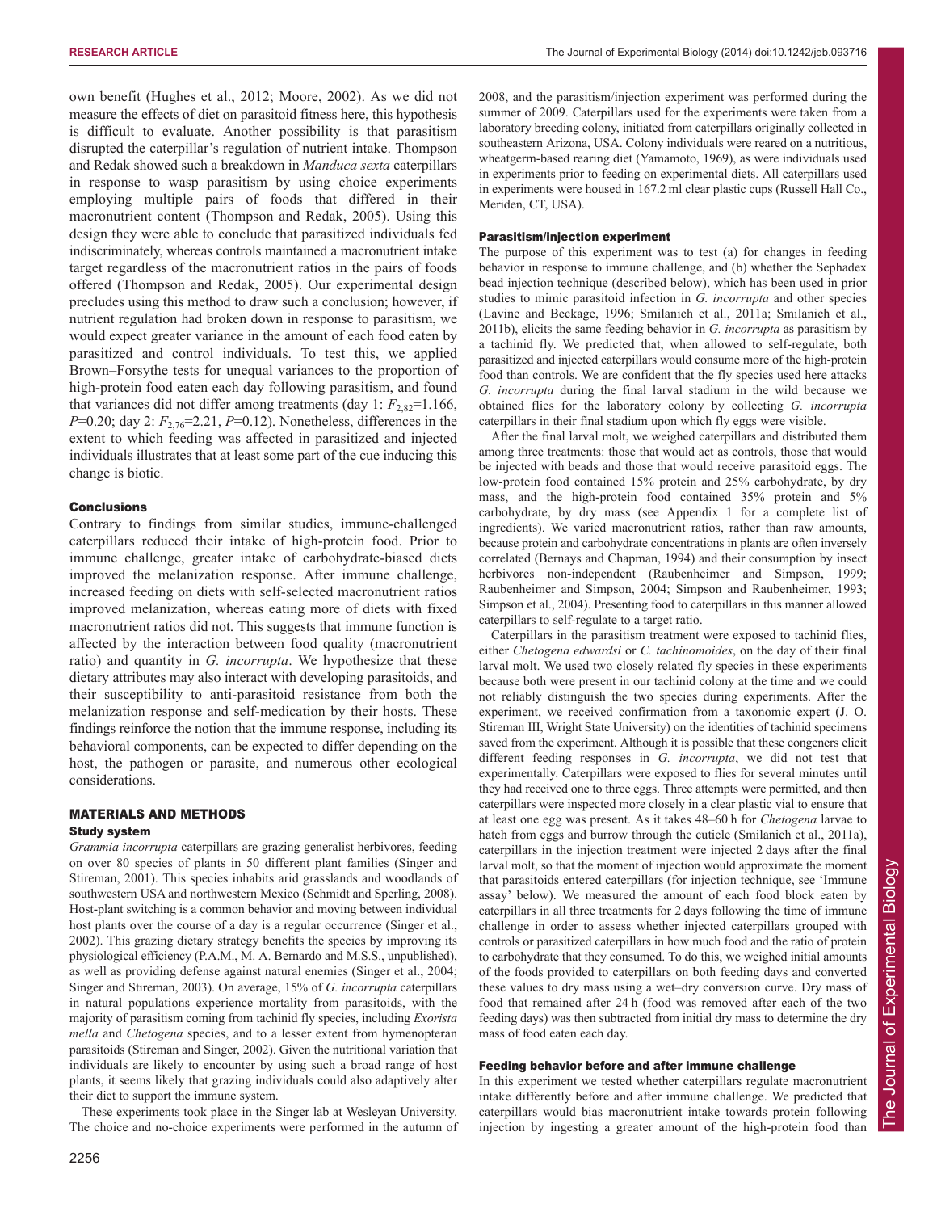own benefit (Hughes et al., 2012; Moore, 2002). As we did not measure the effects of diet on parasitoid fitness here, this hypothesis is difficult to evaluate. Another possibility is that parasitism disrupted the caterpillar's regulation of nutrient intake. Thompson and Redak showed such a breakdown in *Manduca sexta* caterpillars in response to wasp parasitism by using choice experiments employing multiple pairs of foods that differed in their macronutrient content (Thompson and Redak, 2005). Using this design they were able to conclude that parasitized individuals fed indiscriminately, whereas controls maintained a macronutrient intake target regardless of the macronutrient ratios in the pairs of foods offered (Thompson and Redak, 2005). Our experimental design precludes using this method to draw such a conclusion; however, if nutrient regulation had broken down in response to parasitism, we would expect greater variance in the amount of each food eaten by parasitized and control individuals. To test this, we applied Brown–Forsythe tests for unequal variances to the proportion of high-protein food eaten each day following parasitism, and found that variances did not differ among treatments (day 1: $F_{2,82}$=1.166, $P$=0.20; day 2: $F_{2,76}$=2.21, $P$=0.12). Nonetheless, differences in the extent to which feeding was affected in parasitized and injected individuals illustrates that at least some part of the cue inducing this change is biotic.

### Conclusions

Contrary to findings from similar studies, immune-challenged caterpillars reduced their intake of high-protein food. Prior to immune challenge, greater intake of carbohydrate-biased diets improved the melanization response. After immune challenge, increased feeding on diets with self-selected macronutrient ratios improved melanization, whereas eating more of diets with fixed macronutrient ratios did not. This suggests that immune function is affected by the interaction between food quality (macronutrient ratio) and quantity in *G. incorrupta*. We hypothesize that these dietary attributes may also interact with developing parasitoids, and their susceptibility to anti-parasitoid resistance from both the melanization response and self-medication by their hosts. These findings reinforce the notion that the immune response, including its behavioral components, can be expected to differ depending on the host, the pathogen or parasite, and numerous other ecological considerations.

## MATERIALS AND METHODS

### Study system

*Grammia incorrupta* caterpillars are grazing generalist herbivores, feeding on over 80 species of plants in 50 different plant families (Singer and Stireman, 2001). This species inhabits arid grasslands and woodlands of southwestern USA and northwestern Mexico (Schmidt and Sperling, 2008). Host-plant switching is a common behavior and moving between individual host plants over the course of a day is a regular occurrence (Singer et al., 2002). This grazing dietary strategy benefits the species by improving its physiological efficiency (P.A.M., M. A. Bernardo and M.S.S., unpublished), as well as providing defense against natural enemies (Singer et al., 2004; Singer and Stireman, 2003). On average, 15% of *G. incorrupta* caterpillars in natural populations experience mortality from parasitoids, with the majority of parasitism coming from tachinid fly species, including *Exorista mella* and *Chetogena* species, and to a lesser extent from hymenopteran parasitoids (Stireman and Singer, 2002). Given the nutritional variation that individuals are likely to encounter by using such a broad range of host plants, it seems likely that grazing individuals could also adaptively alter their diet to support the immune system.

These experiments took place in the Singer lab at Wesleyan University. The choice and no-choice experiments were performed in the autumn of 2008, and the parasitism/injection experiment was performed during the summer of 2009. Caterpillars used for the experiments were taken from a laboratory breeding colony, initiated from caterpillars originally collected in southeastern Arizona, USA. Colony individuals were reared on a nutritious, wheatgerm-based rearing diet (Yamamoto, 1969), as were individuals used in experiments prior to feeding on experimental diets. All caterpillars used in experiments were housed in 167.2 ml clear plastic cups (Russell Hall Co., Meriden, CT, USA).

### Parasitism/injection experiment

The purpose of this experiment was to test (a) for changes in feeding behavior in response to immune challenge, and (b) whether the Sephadex bead injection technique (described below), which has been used in prior studies to mimic parasitoid infection in *G. incorrupta* and other species (Lavine and Beckage, 1996; Smilanich et al., 2011a; Smilanich et al., 2011b), elicits the same feeding behavior in *G. incorrupta* as parasitism by a tachinid fly. We predicted that, when allowed to self-regulate, both parasitized and injected caterpillars would consume more of the high-protein food than controls. We are confident that the fly species used here attacks *G. incorrupta* during the final larval stadium in the wild because we obtained flies for the laboratory colony by collecting *G. incorrupta* caterpillars in their final stadium upon which fly eggs were visible.

After the final larval molt, we weighed caterpillars and distributed them among three treatments: those that would act as controls, those that would be injected with beads and those that would receive parasitoid eggs. The low-protein food contained 15% protein and 25% carbohydrate, by dry mass, and the high-protein food contained 35% protein and 5% carbohydrate, by dry mass (see Appendix 1 for a complete list of ingredients). We varied macronutrient ratios, rather than raw amounts, because protein and carbohydrate concentrations in plants are often inversely correlated (Bernays and Chapman, 1994) and their consumption by insect herbivores non-independent (Raubenheimer and Simpson, 1999; Raubenheimer and Simpson, 2004; Simpson and Raubenheimer, 1993; Simpson et al., 2004). Presenting food to caterpillars in this manner allowed caterpillars to self-regulate to a target ratio.

Caterpillars in the parasitism treatment were exposed to tachinid flies, either *Chetogena edwardsi* or *C. tachinomoides*, on the day of their final larval molt. We used two closely related fly species in these experiments because both were present in our tachinid colony at the time and we could not reliably distinguish the two species during experiments. After the experiment, we received confirmation from a taxonomic expert (J. O. Stireman III, Wright State University) on the identities of tachinid specimens saved from the experiment. Although it is possible that these congeners elicit different feeding responses in *G. incorrupta*, we did not test that experimentally. Caterpillars were exposed to flies for several minutes until they had received one to three eggs. Three attempts were permitted, and then caterpillars were inspected more closely in a clear plastic vial to ensure that at least one egg was present. As it takes 48–60 h for *Chetogena* larvae to hatch from eggs and burrow through the cuticle (Smilanich et al., 2011a), caterpillars in the injection treatment were injected 2 days after the final larval molt, so that the moment of injection would approximate the moment that parasitoids entered caterpillars (for injection technique, see 'Immune assay' below). We measured the amount of each food block eaten by caterpillars in all three treatments for 2 days following the time of immune challenge in order to assess whether injected caterpillars grouped with controls or parasitized caterpillars in how much food and the ratio of protein to carbohydrate that they consumed. To do this, we weighed initial amounts of the foods provided to caterpillars on both feeding days and converted these values to dry mass using a wet–dry conversion curve. Dry mass of food that remained after 24 h (food was removed after each of the two feeding days) was then subtracted from initial dry mass to determine the dry mass of food eaten each day.

### Feeding behavior before and after immune challenge

In this experiment we tested whether caterpillars regulate macronutrient intake differently before and after immune challenge. We predicted that caterpillars would bias macronutrient intake towards protein following injection by ingesting a greater amount of the high-protein food than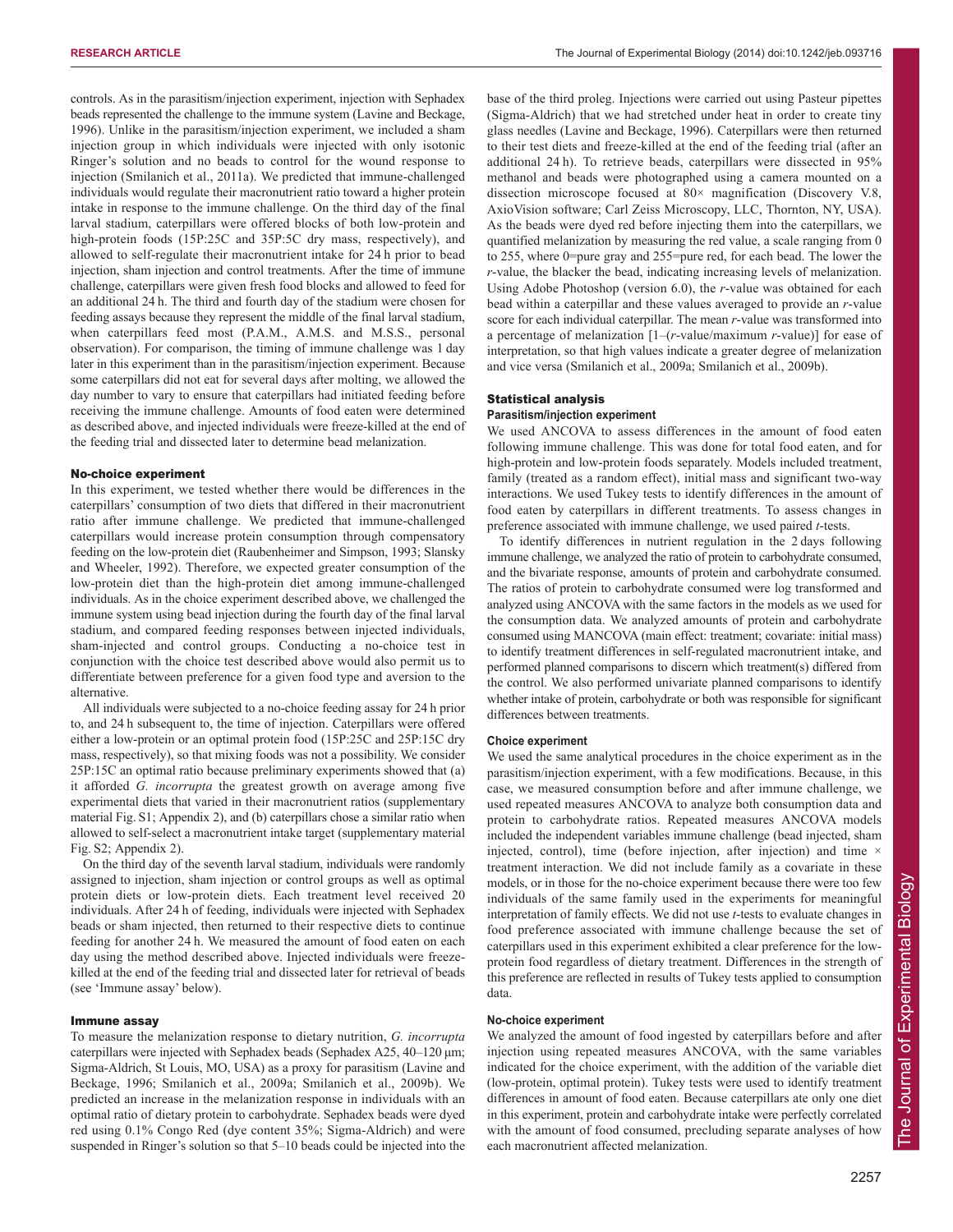controls. As in the parasitism/injection experiment, injection with Sephadex beads represented the challenge to the immune system (Lavine and Beckage, 1996). Unlike in the parasitism/injection experiment, we included a sham injection group in which individuals were injected with only isotonic Ringer's solution and no beads to control for the wound response to injection (Smilanich et al., 2011a). We predicted that immune-challenged individuals would regulate their macronutrient ratio toward a higher protein intake in response to the immune challenge. On the third day of the final larval stadium, caterpillars were offered blocks of both low-protein and high-protein foods (15P:25C and 35P:5C dry mass, respectively), and allowed to self-regulate their macronutrient intake for 24 h prior to bead injection, sham injection and control treatments. After the time of immune challenge, caterpillars were given fresh food blocks and allowed to feed for an additional 24 h. The third and fourth day of the stadium were chosen for feeding assays because they represent the middle of the final larval stadium, when caterpillars feed most (P.A.M., A.M.S. and M.S.S., personal observation). For comparison, the timing of immune challenge was 1 day later in this experiment than in the parasitism/injection experiment. Because some caterpillars did not eat for several days after molting, we allowed the day number to vary to ensure that caterpillars had initiated feeding before receiving the immune challenge. Amounts of food eaten were determined as described above, and injected individuals were freeze-killed at the end of the feeding trial and dissected later to determine bead melanization.

#### No-choice experiment

In this experiment, we tested whether there would be differences in the caterpillars' consumption of two diets that differed in their macronutrient ratio after immune challenge. We predicted that immune-challenged caterpillars would increase protein consumption through compensatory feeding on the low-protein diet (Raubenheimer and Simpson, 1993; Slansky and Wheeler, 1992). Therefore, we expected greater consumption of the low-protein diet than the high-protein diet among immune-challenged individuals. As in the choice experiment described above, we challenged the immune system using bead injection during the fourth day of the final larval stadium, and compared feeding responses between injected individuals, sham-injected and control groups. Conducting a no-choice test in conjunction with the choice test described above would also permit us to differentiate between preference for a given food type and aversion to the alternative.

All individuals were subjected to a no-choice feeding assay for 24 h prior to, and 24 h subsequent to, the time of injection. Caterpillars were offered either a low-protein or an optimal protein food (15P:25C and 25P:15C dry mass, respectively), so that mixing foods was not a possibility. We consider 25P:15C an optimal ratio because preliminary experiments showed that (a) it afforded *G. incorrupta* the greatest growth on average among five experimental diets that varied in their macronutrient ratios (supplementary material Fig. S1; Appendix 2), and (b) caterpillars chose a similar ratio when allowed to self-select a macronutrient intake target (supplementary material Fig. S2; Appendix 2).

On the third day of the seventh larval stadium, individuals were randomly assigned to injection, sham injection or control groups as well as optimal protein diets or low-protein diets. Each treatment level received 20 individuals. After 24 h of feeding, individuals were injected with Sephadex beads or sham injected, then returned to their respective diets to continue feeding for another 24 h. We measured the amount of food eaten on each day using the method described above. Injected individuals were freeze-killed at the end of the feeding trial and dissected later for retrieval of beads (see 'Immune assay' below).

### Immune assay

To measure the melanization response to dietary nutrition, *G. incorrupta* caterpillars were injected with Sephadex beads (Sephadex A25, 40–120 μm; Sigma-Aldrich, St Louis, MO, USA) as a proxy for parasitism (Lavine and Beckage, 1996; Smilanich et al., 2009a; Smilanich et al., 2009b). We predicted an increase in the melanization response in individuals with an optimal ratio of dietary protein to carbohydrate. Sephadex beads were dyed red using 0.1% Congo Red (dye content 35%; Sigma-Aldrich) and were suspended in Ringer's solution so that 5–10 beads could be injected into the base of the third proleg. Injections were carried out using Pasteur pipettes (Sigma-Aldrich) that we had stretched under heat in order to create tiny glass needles (Lavine and Beckage, 1996). Caterpillars were then returned to their test diets and freeze-killed at the end of the feeding trial (after an additional 24 h). To retrieve beads, caterpillars were dissected in 95% methanol and beads were photographed using a camera mounted on a dissection microscope focused at 80× magnification (Discovery V.8, AxioVision software; Carl Zeiss Microscopy, LLC, Thornton, NY, USA). As the beads were dyed red before injecting them into the caterpillars, we quantified melanization by measuring the red value, a scale ranging from 0 to 255, where 0=pure gray and 255=pure red, for each bead. The lower the *r*-value, the blacker the bead, indicating increasing levels of melanization. Using Adobe Photoshop (version 6.0), the *r*-value was obtained for each bead within a caterpillar and these values averaged to provide an *r*-value score for each individual caterpillar. The mean *r*-value was transformed into a percentage of melanization [1–(*r*-value/maximum *r*-value)] for ease of interpretation, so that high values indicate a greater degree of melanization and vice versa (Smilanich et al., 2009a; Smilanich et al., 2009b).

### Statistical analysis

#### Parasitism/injection experiment

We used ANCOVA to assess differences in the amount of food eaten following immune challenge. This was done for total food eaten, and for high-protein and low-protein foods separately. Models included treatment, family (treated as a random effect), initial mass and significant two-way interactions. We used Tukey tests to identify differences in the amount of food eaten by caterpillars in different treatments. To assess changes in preference associated with immune challenge, we used paired *t*-tests.

To identify differences in nutrient regulation in the 2 days following immune challenge, we analyzed the ratio of protein to carbohydrate consumed, and the bivariate response, amounts of protein and carbohydrate consumed. The ratios of protein to carbohydrate consumed were log transformed and analyzed using ANCOVA with the same factors in the models as we used for the consumption data. We analyzed amounts of protein and carbohydrate consumed using MANCOVA (main effect: treatment; covariate: initial mass) to identify treatment differences in self-regulated macronutrient intake, and performed planned comparisons to discern which treatment(s) differed from the control. We also performed univariate planned comparisons to identify whether intake of protein, carbohydrate or both was responsible for significant differences between treatments.

#### Choice experiment

We used the same analytical procedures in the choice experiment as in the parasitism/injection experiment, with a few modifications. Because, in this case, we measured consumption before and after immune challenge, we used repeated measures ANCOVA to analyze both consumption data and protein to carbohydrate ratios. Repeated measures ANCOVA models included the independent variables immune challenge (bead injected, sham injected, control), time (before injection, after injection) and time × treatment interaction. We did not include family as a covariate in these models, or in those for the no-choice experiment because there were too few individuals of the same family used in the experiments for meaningful interpretation of family effects. We did not use *t*-tests to evaluate changes in food preference associated with immune challenge because the set of caterpillars used in this experiment exhibited a clear preference for the low-protein food regardless of dietary treatment. Differences in the strength of this preference are reflected in results of Tukey tests applied to consumption data.

#### No-choice experiment

We analyzed the amount of food ingested by caterpillars before and after injection using repeated measures ANCOVA, with the same variables indicated for the choice experiment, with the addition of the variable diet (low-protein, optimal protein). Tukey tests were used to identify treatment differences in amount of food eaten. Because caterpillars ate only one diet in this experiment, protein and carbohydrate intake were perfectly correlated with the amount of food consumed, precluding separate analyses of how each macronutrient affected melanization.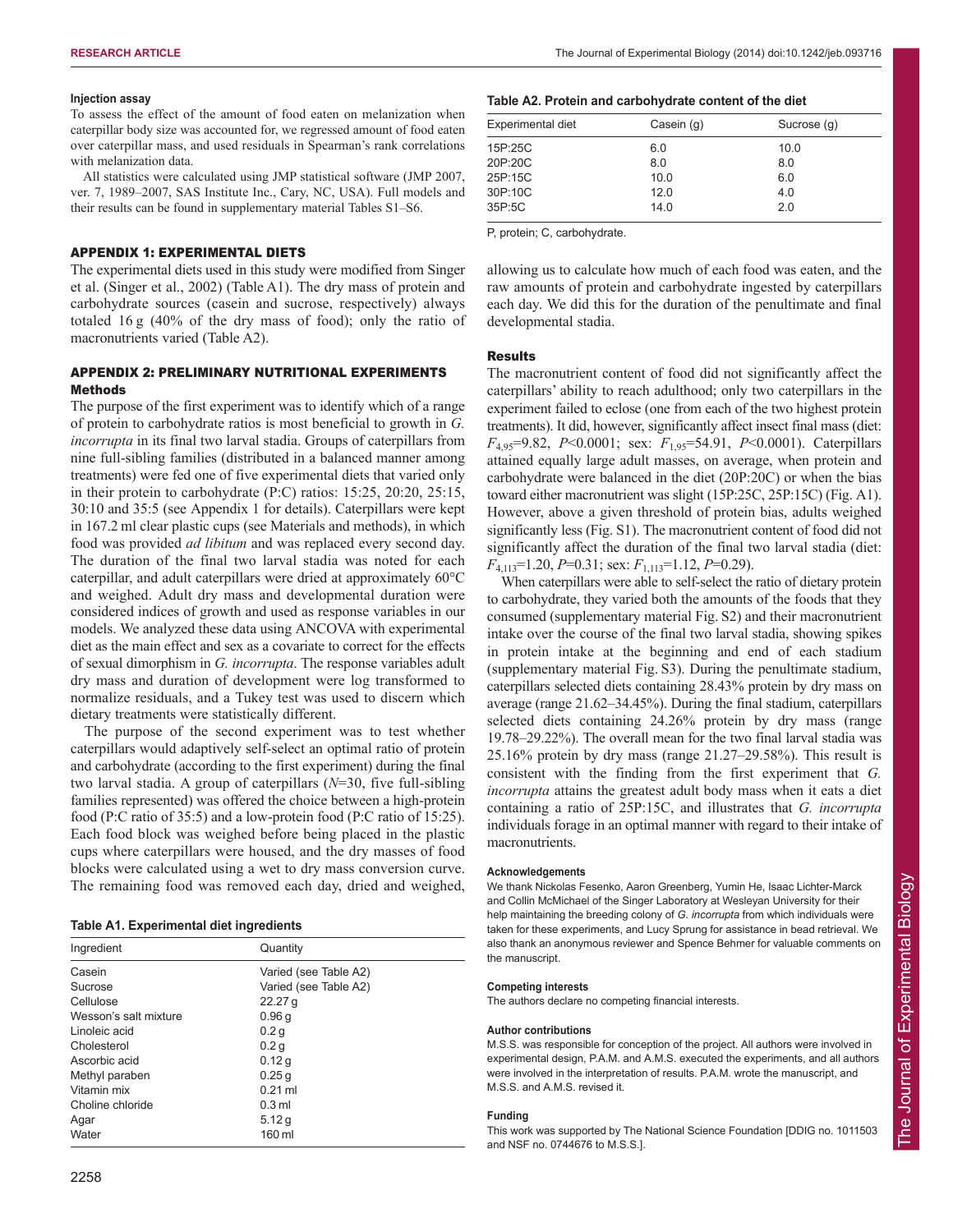#### Injection assay

To assess the effect of the amount of food eaten on melanization when caterpillar body size was accounted for, we regressed amount of food eaten over caterpillar mass, and used residuals in Spearman's rank correlations with melanization data.

All statistics were calculated using JMP statistical software (JMP 2007, ver. 7, 1989–2007, SAS Institute Inc., Cary, NC, USA). Full models and their results can be found in supplementary material Tables S1–S6.

## APPENDIX 1: EXPERIMENTAL DIETS

The experimental diets used in this study were modified from Singer et al. (Singer et al., 2002) (Table A1). The dry mass of protein and carbohydrate sources (casein and sucrose, respectively) always totaled 16 g (40% of the dry mass of food); only the ratio of macronutrients varied (Table A2).

## APPENDIX 2: PRELIMINARY NUTRITIONAL EXPERIMENTS

### Methods

The purpose of the first experiment was to identify which of a range of protein to carbohydrate ratios is most beneficial to growth in *G. incorrupta* in its final two larval stadia. Groups of caterpillars from nine full-sibling families (distributed in a balanced manner among treatments) were fed one of five experimental diets that varied only in their protein to carbohydrate (P:C) ratios: 15:25, 20:20, 25:15, 30:10 and 35:5 (see Appendix 1 for details). Caterpillars were kept in 167.2 ml clear plastic cups (see Materials and methods), in which food was provided *ad libitum* and was replaced every second day. The duration of the final two larval stadia was noted for each caterpillar, and adult caterpillars were dried at approximately 60°C and weighed. Adult dry mass and developmental duration were considered indices of growth and used as response variables in our models. We analyzed these data using ANCOVA with experimental diet as the main effect and sex as a covariate to correct for the effects of sexual dimorphism in *G. incorrupta*. The response variables adult dry mass and duration of development were log transformed to normalize residuals, and a Tukey test was used to discern which dietary treatments were statistically different.

The purpose of the second experiment was to test whether caterpillars would adaptively self-select an optimal ratio of protein and carbohydrate (according to the first experiment) during the final two larval stadia. A group of caterpillars ($N$=30, five full-sibling families represented) was offered the choice between a high-protein food (P:C ratio of 35:5) and a low-protein food (P:C ratio of 15:25). Each food block was weighed before being placed in the plastic cups where caterpillars were housed, and the dry masses of food blocks were calculated using a wet to dry mass conversion curve. The remaining food was removed each day, dried and weighed, allowing us to calculate how much of each food was eaten, and the raw amounts of protein and carbohydrate ingested by caterpillars each day. We did this for the duration of the penultimate and final developmental stadia.

**Table A1. Experimental diet ingredients**

| Ingredient | Quantity |
|---|---|
| Casein | Varied (see Table A2) |
| Sucrose | Varied (see Table A2) |
| Cellulose | 22.27 g |
| Wesson's salt mixture | 0.96 g |
| Linoleic acid | 0.2 g |
| Cholesterol | 0.2 g |
| Ascorbic acid | 0.12 g |
| Methyl paraben | 0.25 g |
| Vitamin mix | 0.21 ml |
| Choline chloride | 0.3 ml |
| Agar | 5.12 g |
| Water | 160 ml |

**Table A2. Protein and carbohydrate content of the diet**

| Experimental diet | Casein (g) | Sucrose (g) |
|---|---|---|
| 15P:25C | 6.0 | 10.0 |
| 20P:20C | 8.0 | 8.0 |
| 25P:15C | 10.0 | 6.0 |
| 30P:10C | 12.0 | 4.0 |
| 35P:5C | 14.0 | 2.0 |

P, protein; C, carbohydrate.

### Results

The macronutrient content of food did not significantly affect the caterpillars' ability to reach adulthood; only two caterpillars in the experiment failed to eclose (one from each of the two highest protein treatments). It did, however, significantly affect insect final mass (diet: $F_{4,95}$=9.82, $P$<0.0001; sex: $F_{1,95}$=54.91, $P$<0.0001). Caterpillars attained equally large adult masses, on average, when protein and carbohydrate were balanced in the diet (20P:20C) or when the bias toward either macronutrient was slight (15P:25C, 25P:15C) (Fig. A1). However, above a given threshold of protein bias, adults weighed significantly less (Fig. S1). The macronutrient content of food did not significantly affect the duration of the final two larval stadia (diet: $F_{4,113}$=1.20, $P$=0.31; sex: $F_{1,113}$=1.12, $P$=0.29).

When caterpillars were able to self-select the ratio of dietary protein to carbohydrate, they varied both the amounts of the foods that they consumed (supplementary material Fig. S2) and their macronutrient intake over the course of the final two larval stadia, showing spikes in protein intake at the beginning and end of each stadium (supplementary material Fig. S3). During the penultimate stadium, caterpillars selected diets containing 28.43% protein by dry mass on average (range 21.62–34.45%). During the final stadium, caterpillars selected diets containing 24.26% protein by dry mass (range 19.78–29.22%). The overall mean for the two final larval stadia was 25.16% protein by dry mass (range 21.27–29.58%). This result is consistent with the finding from the first experiment that *G. incorrupta* attains the greatest adult body mass when it eats a diet containing a ratio of 25P:15C, and illustrates that *G. incorrupta* individuals forage in an optimal manner with regard to their intake of macronutrients.

#### Acknowledgements

We thank Nickolas Fesenko, Aaron Greenberg, Yumin He, Isaac Lichter-Marck and Collin McMichael of the Singer Laboratory at Wesleyan University for their help maintaining the breeding colony of *G. incorrupta* from which individuals were taken for these experiments, and Lucy Sprung for assistance in bead retrieval. We also thank an anonymous reviewer and Spence Behmer for valuable comments on the manuscript.

#### Competing interests

The authors declare no competing financial interests.

#### Author contributions

M.S.S. was responsible for conception of the project. All authors were involved in experimental design, P.A.M. and A.M.S. executed the experiments, and all authors were involved in the interpretation of results. P.A.M. wrote the manuscript, and M.S.S. and A.M.S. revised it.

#### Funding

This work was supported by The National Science Foundation [DDIG no. 1011503 and NSF no. 0744676 to M.S.S.].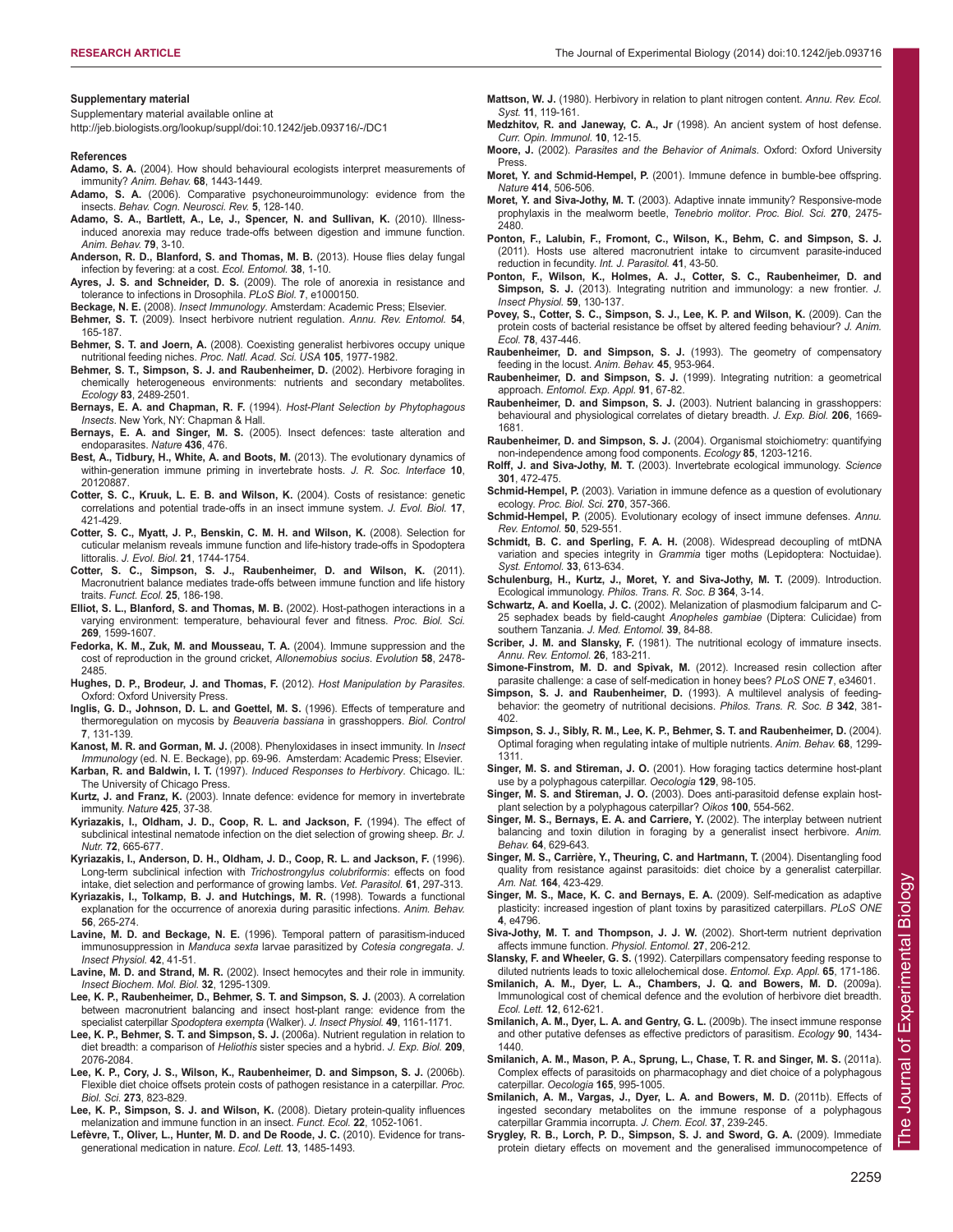### Supplementary material

Supplementary material available online at
http://jeb.biologists.org/lookup/suppl/doi:10.1242/jeb.093716/-/DC1

### References

**Adamo, S. A.** (2004). How should behavioural ecologists interpret measurements of immunity? *Anim. Behav.* **68**, 1443-1449.

**Adamo, S. A.** (2006). Comparative psychoneuroimmunology: evidence from the insects. *Behav. Cogn. Neurosci. Rev.* **5**, 128-140.

**Adamo, S. A., Bartlett, A., Le, J., Spencer, N. and Sullivan, K.** (2010). Illness-induced anorexia may reduce trade-offs between digestion and immune function. *Anim. Behav.* **79**, 3-10.

**Anderson, R. D., Blanford, S. and Thomas, M. B.** (2013). House flies delay fungal infection by fevering: at a cost. *Ecol. Entomol.* **38**, 1-10.

**Ayres, J. S. and Schneider, D. S.** (2009). The role of anorexia in resistance and tolerance to infections in Drosophila. *PLoS Biol.* **7**, e1000150.

**Beckage, N. E.** (2008). *Insect Immunology*. Amsterdam: Academic Press; Elsevier.

**Behmer, S. T.** (2009). Insect herbivore nutrient regulation. *Annu. Rev. Entomol.* **54**, 165-187.

**Behmer, S. T. and Joern, A.** (2008). Coexisting generalist herbivores occupy unique nutritional feeding niches. *Proc. Natl. Acad. Sci. USA* **105**, 1977-1982.

**Behmer, S. T., Simpson, S. J. and Raubenheimer, D.** (2002). Herbivore foraging in chemically heterogeneous environments: nutrients and secondary metabolites. *Ecology* **83**, 2489-2501.

**Bernays, E. A. and Chapman, R. F.** (1994). *Host-Plant Selection by Phytophagous Insects*. New York, NY: Chapman & Hall.

**Bernays, E. A. and Singer, M. S.** (2005). Insect defences: taste alteration and endoparasites. *Nature* **436**, 476.

**Best, A., Tidbury, H., White, A. and Boots, M.** (2013). The evolutionary dynamics of within-generation immune priming in invertebrate hosts. *J. R. Soc. Interface* **10**, 20120887.

**Cotter, S. C., Kruuk, L. E. B. and Wilson, K.** (2004). Costs of resistance: genetic correlations and potential trade-offs in an insect immune system. *J. Evol. Biol.* **17**, 421-429.

**Cotter, S. C., Myatt, J. P., Benskin, C. M. H. and Wilson, K.** (2008). Selection for cuticular melanism reveals immune function and life-history trade-offs in Spodoptera littoralis. *J. Evol. Biol.* **21**, 1744-1754.

**Cotter, S. C., Simpson, S. J., Raubenheimer, D. and Wilson, K.** (2011). Macronutrient balance mediates trade-offs between immune function and life history traits. *Funct. Ecol.* **25**, 186-198.

**Elliot, S. L., Blanford, S. and Thomas, M. B.** (2002). Host-pathogen interactions in a varying environment: temperature, behavioural fever and fitness. *Proc. Biol. Sci.* **269**, 1599-1607.

**Fedorka, K. M., Zuk, M. and Mousseau, T. A.** (2004). Immune suppression and the cost of reproduction in the ground cricket, *Allonemobius socius*. *Evolution* **58**, 2478-2485.

**Hughes, D. P., Brodeur, J. and Thomas, F.** (2012). *Host Manipulation by Parasites*. Oxford: Oxford University Press.

**Inglis, G. D., Johnson, D. L. and Goettel, M. S.** (1996). Effects of temperature and thermoregulation on mycosis by *Beauveria bassiana* in grasshoppers. *Biol. Control* **7**, 131-139.

**Kanost, M. R. and Gorman, M. J.** (2008). Phenyloxidases in insect immunity. In *Insect Immunology* (ed. N. E. Beckage), pp. 69-96. Amsterdam: Academic Press; Elsevier.

**Karban, R. and Baldwin, I. T.** (1997). *Induced Responses to Herbivory*. Chicago. IL: The University of Chicago Press.

**Kurtz, J. and Franz, K.** (2003). Innate defence: evidence for memory in invertebrate immunity. *Nature* **425**, 37-38.

**Kyriazakis, I., Oldham, J. D., Coop, R. L. and Jackson, F.** (1994). The effect of subclinical intestinal nematode infection on the diet selection of growing sheep. *Br. J. Nutr.* **72**, 665-677.

**Kyriazakis, I., Anderson, D. H., Oldham, J. D., Coop, R. L. and Jackson, F.** (1996). Long-term subclinical infection with *Trichostrongylus colubriformis*: effects on food intake, diet selection and performance of growing lambs. *Vet. Parasitol.* **61**, 297-313.

**Kyriazakis, I., Tolkamp, B. J. and Hutchings, M. R.** (1998). Towards a functional explanation for the occurrence of anorexia during parasitic infections. *Anim. Behav.* **56**, 265-274.

**Lavine, M. D. and Beckage, N. E.** (1996). Temporal pattern of parasitism-induced immunosuppression in *Manduca sexta* larvae parasitized by *Cotesia congregata*. *J. Insect Physiol.* **42**, 41-51.

**Lavine, M. D. and Strand, M. R.** (2002). Insect hemocytes and their role in immunity. *Insect Biochem. Mol. Biol.* **32**, 1295-1309.

**Lee, K. P., Raubenheimer, D., Behmer, S. T. and Simpson, S. J.** (2003). A correlation between macronutrient balancing and insect host-plant range: evidence from the specialist caterpillar *Spodoptera exempta* (Walker). *J. Insect Physiol.* **49**, 1161-1171.

**Lee, K. P., Behmer, S. T. and Simpson, S. J.** (2006a). Nutrient regulation in relation to diet breadth: a comparison of *Heliothis* sister species and a hybrid. *J. Exp. Biol.* **209**, 2076-2084.

**Lee, K. P., Cory, J. S., Wilson, K., Raubenheimer, D. and Simpson, S. J.** (2006b). Flexible diet choice offsets protein costs of pathogen resistance in a caterpillar. *Proc. Biol. Sci.* **273**, 823-829.

**Lee, K. P., Simpson, S. J. and Wilson, K.** (2008). Dietary protein-quality influences melanization and immune function in an insect. *Funct. Ecol.* **22**, 1052-1061.

**Lefèvre, T., Oliver, L., Hunter, M. D. and De Roode, J. C.** (2010). Evidence for trans-generational medication in nature. *Ecol. Lett.* **13**, 1485-1493.

**Mattson, W. J.** (1980). Herbivory in relation to plant nitrogen content. *Annu. Rev. Ecol. Syst.* **11**, 119-161.

**Medzhitov, R. and Janeway, C. A., Jr** (1998). An ancient system of host defense. *Curr. Opin. Immunol.* **10**, 12-15.

**Moore, J.** (2002). *Parasites and the Behavior of Animals*. Oxford: Oxford University Press.

**Moret, Y. and Schmid-Hempel, P.** (2001). Immune defence in bumble-bee offspring. *Nature* **414**, 506-506.

**Moret, Y. and Siva-Jothy, M. T.** (2003). Adaptive innate immunity? Responsive-mode prophylaxis in the mealworm beetle, *Tenebrio molitor*. *Proc. Biol. Sci.* **270**, 2475-2480.

**Ponton, F., Lalubin, F., Fromont, C., Wilson, K., Behm, C. and Simpson, S. J.** (2011). Hosts use altered macronutrient intake to circumvent parasite-induced reduction in fecundity. *Int. J. Parasitol.* **41**, 43-50.

**Ponton, F., Wilson, K., Holmes, A. J., Cotter, S. C., Raubenheimer, D. and Simpson, S. J.** (2013). Integrating nutrition and immunology: a new frontier. *J. Insect Physiol.* **59**, 130-137.

**Povey, S., Cotter, S. C., Simpson, S. J., Lee, K. P. and Wilson, K.** (2009). Can the protein costs of bacterial resistance be offset by altered feeding behaviour? *J. Anim. Ecol.* **78**, 437-446.

**Raubenheimer, D. and Simpson, S. J.** (1993). The geometry of compensatory feeding in the locust. *Anim. Behav.* **45**, 953-964.

**Raubenheimer, D. and Simpson, S. J.** (1999). Integrating nutrition: a geometrical approach. *Entomol. Exp. Appl.* **91**, 67-82.

**Raubenheimer, D. and Simpson, S. J.** (2003). Nutrient balancing in grasshoppers: behavioural and physiological correlates of dietary breadth. *J. Exp. Biol.* **206**, 1669-1681.

**Raubenheimer, D. and Simpson, S. J.** (2004). Organismal stoichiometry: quantifying non-independence among food components. *Ecology* **85**, 1203-1216.

**Rolff, J. and Siva-Jothy, M. T.** (2003). Invertebrate ecological immunology. *Science* **301**, 472-475.

**Schmid-Hempel, P.** (2003). Variation in immune defence as a question of evolutionary ecology. *Proc. Biol. Sci.* **270**, 357-366.

**Schmid-Hempel, P.** (2005). Evolutionary ecology of insect immune defenses. *Annu. Rev. Entomol.* **50**, 529-551.

**Schmidt, B. C. and Sperling, F. A. H.** (2008). Widespread decoupling of mtDNA variation and species integrity in *Grammia* tiger moths (Lepidoptera: Noctuidae). *Syst. Entomol.* **33**, 613-634.

**Schulenburg, H., Kurtz, J., Moret, Y. and Siva-Jothy, M. T.** (2009). Introduction. Ecological immunology. *Philos. Trans. R. Soc. B* **364**, 3-14.

**Schwartz, A. and Koella, J. C.** (2002). Melanization of plasmodium falciparum and C-25 sephadex beads by field-caught *Anopheles gambiae* (Diptera: Culicidae) from southern Tanzania. *J. Med. Entomol.* **39**, 84-88.

**Scriber, J. M. and Slansky, F.** (1981). The nutritional ecology of immature insects. *Annu. Rev. Entomol.* **26**, 183-211.

**Simone-Finstrom, M. D. and Spivak, M.** (2012). Increased resin collection after parasite challenge: a case of self-medication in honey bees? *PLoS ONE* **7**, e34601.

**Simpson, S. J. and Raubenheimer, D.** (1993). A multilevel analysis of feeding-behavior: the geometry of nutritional decisions. *Philos. Trans. R. Soc. B* **342**, 381-402.

**Simpson, S. J., Sibly, R. M., Lee, K. P., Behmer, S. T. and Raubenheimer, D.** (2004). Optimal foraging when regulating intake of multiple nutrients. *Anim. Behav.* **68**, 1299-1311.

**Singer, M. S. and Stireman, J. O.** (2001). How foraging tactics determine host-plant use by a polyphagous caterpillar. *Oecologia* **129**, 98-105.

**Singer, M. S. and Stireman, J. O.** (2003). Does anti-parasitoid defense explain host-plant selection by a polyphagous caterpillar? *Oikos* **100**, 554-562.

**Singer, M. S., Bernays, E. A. and Carriere, Y.** (2002). The interplay between nutrient balancing and toxin dilution in foraging by a generalist insect herbivore. *Anim. Behav.* **64**, 629-643.

**Singer, M. S., Carrière, Y., Theuring, C. and Hartmann, T.** (2004). Disentangling food quality from resistance against parasitoids: diet choice by a generalist caterpillar. *Am. Nat.* **164**, 423-429.

**Singer, M. S., Mace, K. C. and Bernays, E. A.** (2009). Self-medication as adaptive plasticity: increased ingestion of plant toxins by parasitized caterpillars. *PLoS ONE* **4**, e4796.

**Siva-Jothy, M. T. and Thompson, J. J. W.** (2002). Short-term nutrient deprivation affects immune function. *Physiol. Entomol.* **27**, 206-212.

**Slansky, F. and Wheeler, G. S.** (1992). Caterpillars compensatory feeding response to diluted nutrients leads to toxic allelochemical dose. *Entomol. Exp. Appl.* **65**, 171-186.

**Smilanich, A. M., Dyer, L. A., Chambers, J. Q. and Bowers, M. D.** (2009a). Immunological cost of chemical defence and the evolution of herbivore diet breath. *Ecol. Lett.* **12**, 612-621.

**Smilanich, A. M., Dyer, L. A. and Gentry, G. L.** (2009b). The insect immune response and other putative defenses as effective predictors of parasitism. *Ecology* **90**, 1434-1440.

**Smilanich, A. M., Mason, P. A., Sprung, L., Chase, T. R. and Singer, M. S.** (2011a). Complex effects of parasitoids on pharmacophagy and diet choice of a polyphagous caterpillar. *Oecologia* **165**, 995-1005.

**Smilanich, A. M., Vargas, J., Dyer, L. A. and Bowers, M. D.** (2011b). Effects of ingested secondary metabolites on the immune response of a polyphagous caterpillar Grammia incorrupta. *J. Chem. Ecol.* **37**, 239-245.

**Srygley, R. B., Lorch, P. D., Simpson, S. J. and Sword, G. A.** (2009). Immediate protein dietary effects on movement and the generalised immunocompetence of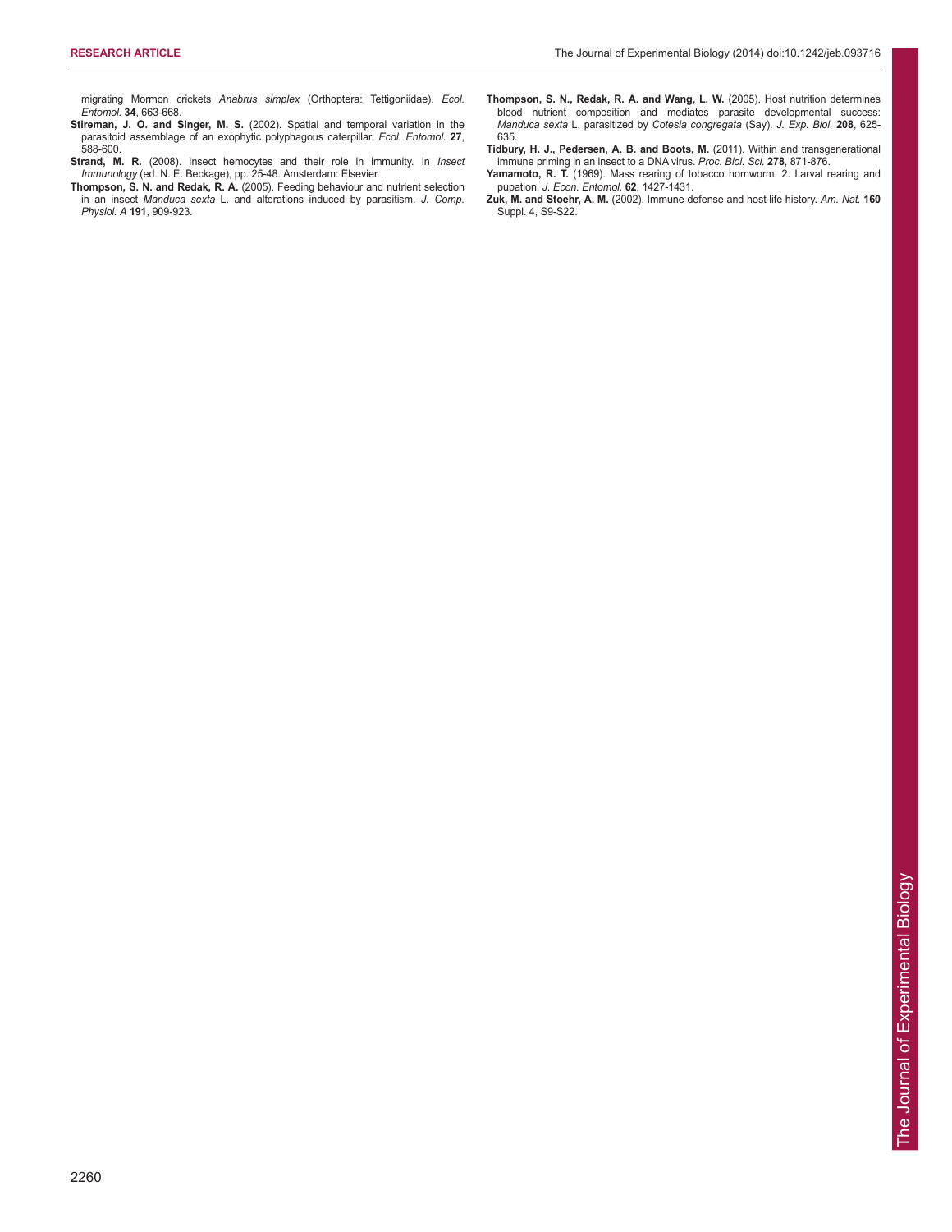migrating Mormon crickets *Anabrus simplex* (Orthoptera: Tettigoniidae). *Ecol. Entomol.* **34**, 663-668.

**Stireman, J. O. and Singer, M. S.** (2002). Spatial and temporal variation in the parasitoid assemblage of an exophytic polyphagous caterpillar. *Ecol. Entomol.* **27**, 588-600.

**Strand, M. R.** (2008). Insect hemocytes and their role in immunity. In *Insect Immunology* (ed. N. E. Beckage), pp. 25-48. Amsterdam: Elsevier.

**Thompson, S. N. and Redak, R. A.** (2005). Feeding behaviour and nutrient selection in an insect *Manduca sexta* L. and alterations induced by parasitism. *J. Comp. Physiol. A* **191**, 909-923.

**Thompson, S. N., Redak, R. A. and Wang, L. W.** (2005). Host nutrition determines blood nutrient composition and mediates parasite developmental success: *Manduca sexta* L. parasitized by *Cotesia congregata* (Say). *J. Exp. Biol.* **208**, 625-635.

**Tidbury, H. J., Pedersen, A. B. and Boots, M.** (2011). Within and transgenerational immune priming in an insect to a DNA virus. *Proc. Biol. Sci.* **278**, 871-876.

**Yamamoto, R. T.** (1969). Mass rearing of tobacco hornworm. 2. Larval rearing and pupation. *J. Econ. Entomol.* **62**, 1427-1431.

**Zuk, M. and Stoehr, A. M.** (2002). Immune defense and host life history. *Am. Nat.* **160** Suppl. 4, S9-S22.